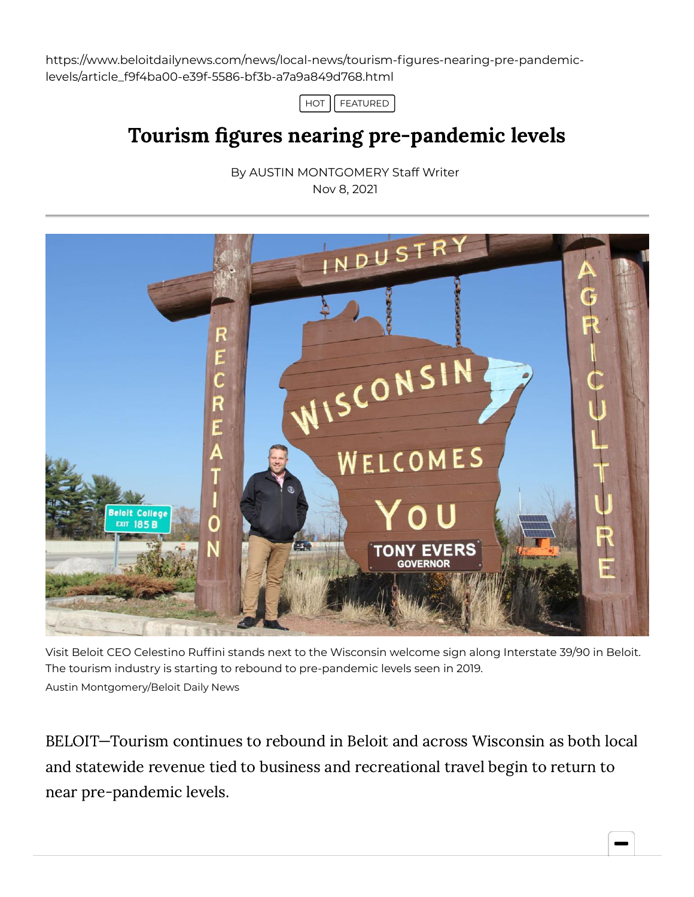https://www.beloitdailynews.com/news/local-news/tourism-figures-nearing-pre-pandemic-levels/article_f9f4ba00-e39f-5586-bf3b-a7a9a849d768.html

HOT | FEATURED

# Tourism figures nearing pre-pandemic levels

By AUSTIN MONTGOMERY Staff Writer
Nov 8, 2021

Visit Beloit CEO Celestino Ruffini stands next to the Wisconsin welcome sign along Interstate 39/90 in Beloit. The tourism industry is starting to rebound to pre-pandemic levels seen in 2019.
Austin Montgomery/Beloit Daily News

BELOIT—Tourism continues to rebound in Beloit and across Wisconsin as both local and statewide revenue tied to business and recreational travel begin to return to near pre-pandemic levels.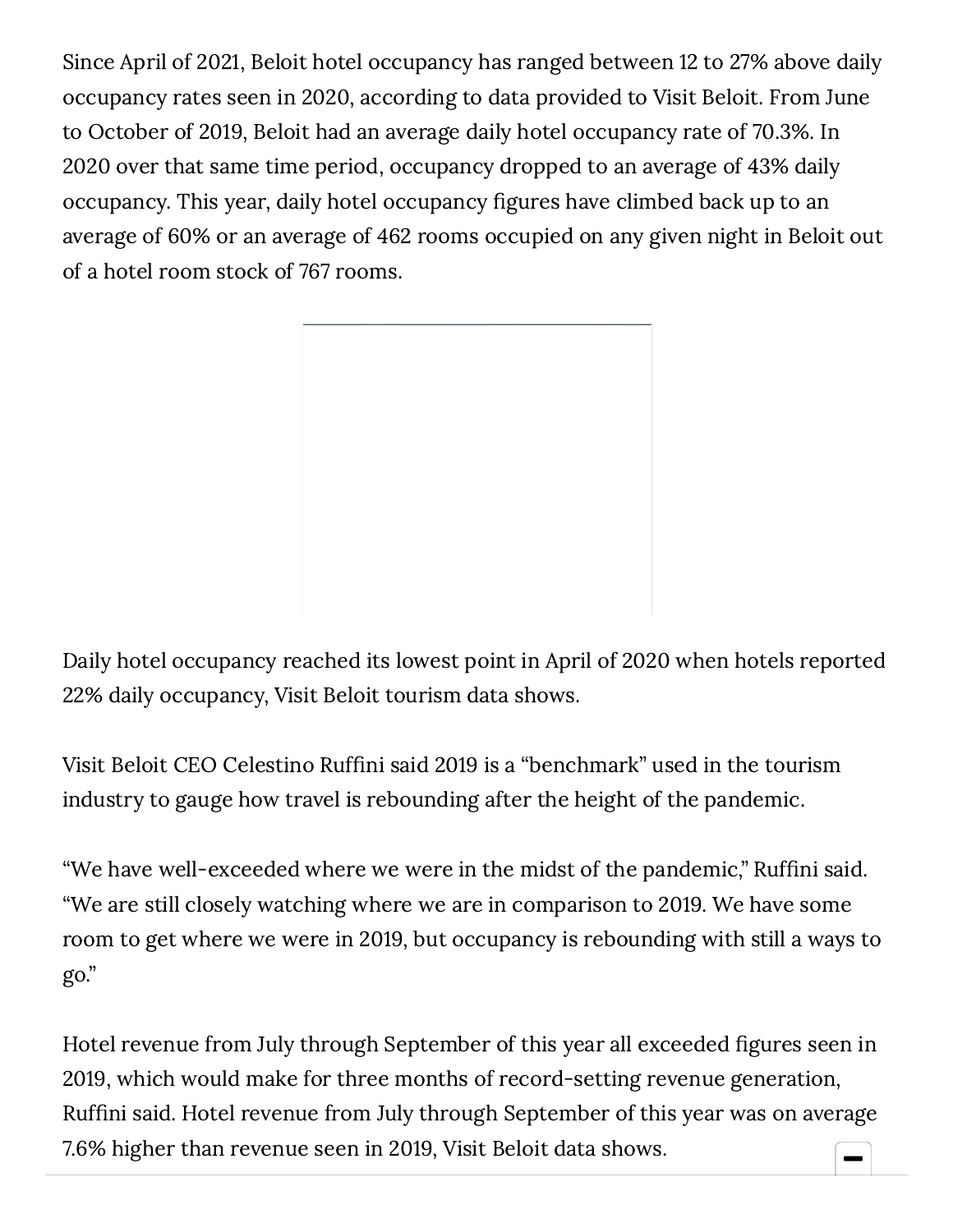Since April of 2021, Beloit hotel occupancy has ranged between 12 to 27% above daily occupancy rates seen in 2020, according to data provided to Visit Beloit. From June to October of 2019, Beloit had an average daily hotel occupancy rate of 70.3%. In 2020 over that same time period, occupancy dropped to an average of 43% daily occupancy. This year, daily hotel occupancy figures have climbed back up to an average of 60% or an average of 462 rooms occupied on any given night in Beloit out of a hotel room stock of 767 rooms.

Daily hotel occupancy reached its lowest point in April of 2020 when hotels reported 22% daily occupancy, Visit Beloit tourism data shows.

Visit Beloit CEO Celestino Ruffini said 2019 is a "benchmark" used in the tourism industry to gauge how travel is rebounding after the height of the pandemic.

"We have well-exceeded where we were in the midst of the pandemic," Ruffini said. "We are still closely watching where we are in comparison to 2019. We have some room to get where we were in 2019, but occupancy is rebounding with still a ways to go."

Hotel revenue from July through September of this year all exceeded figures seen in 2019, which would make for three months of record-setting revenue generation, Ruffini said. Hotel revenue from July through September of this year was on average 7.6% higher than revenue seen in 2019, Visit Beloit data shows.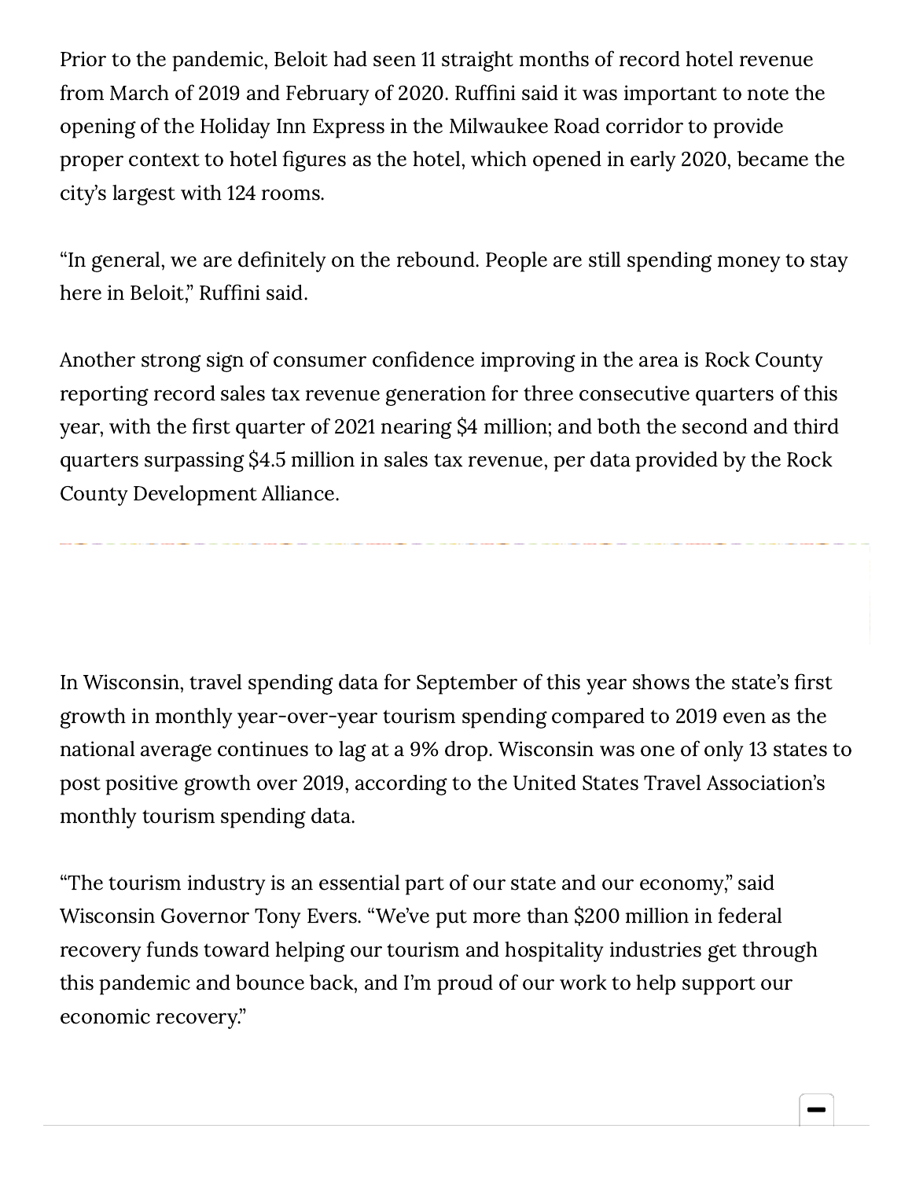Prior to the pandemic, Beloit had seen 11 straight months of record hotel revenue from March of 2019 and February of 2020. Ruffini said it was important to note the opening of the Holiday Inn Express in the Milwaukee Road corridor to provide proper context to hotel figures as the hotel, which opened in early 2020, became the city's largest with 124 rooms.

"In general, we are definitely on the rebound. People are still spending money to stay here in Beloit," Ruffini said.

Another strong sign of consumer confidence improving in the area is Rock County reporting record sales tax revenue generation for three consecutive quarters of this year, with the first quarter of 2021 nearing $4 million; and both the second and third quarters surpassing $4.5 million in sales tax revenue, per data provided by the Rock County Development Alliance.

In Wisconsin, travel spending data for September of this year shows the state's first growth in monthly year-over-year tourism spending compared to 2019 even as the national average continues to lag at a 9% drop. Wisconsin was one of only 13 states to post positive growth over 2019, according to the United States Travel Association's monthly tourism spending data.

"The tourism industry is an essential part of our state and our economy," said Wisconsin Governor Tony Evers. "We've put more than $200 million in federal recovery funds toward helping our tourism and hospitality industries get through this pandemic and bounce back, and I'm proud of our work to help support our economic recovery."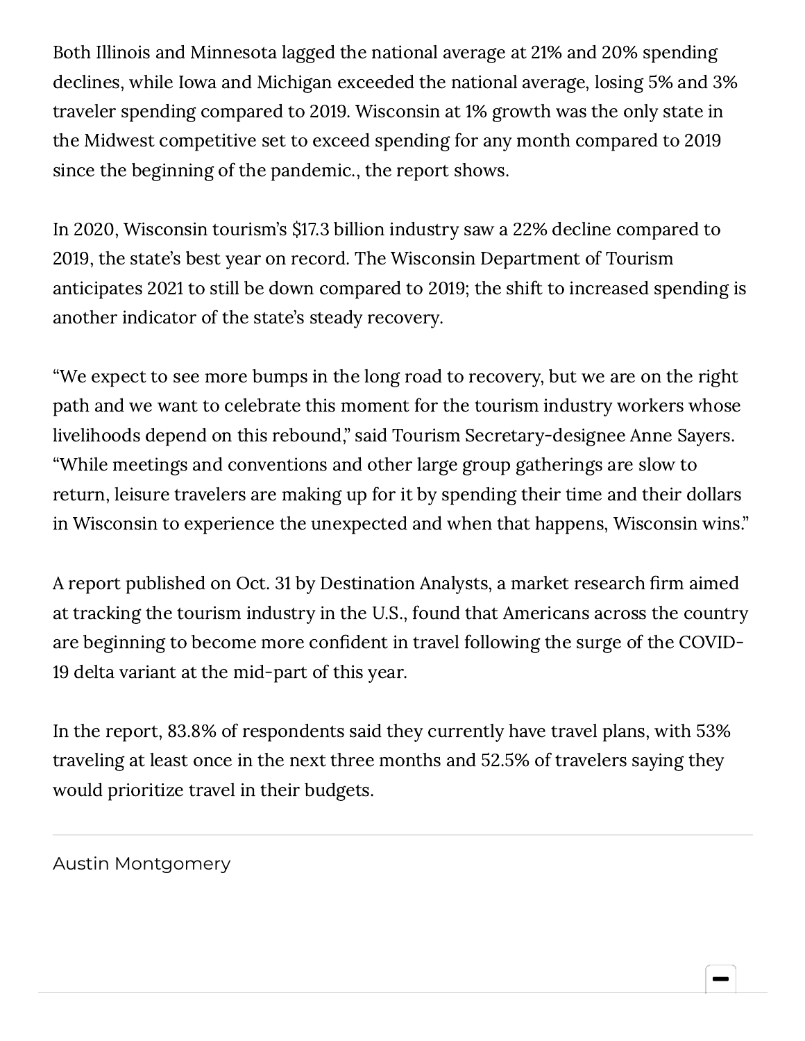Both Illinois and Minnesota lagged the national average at 21% and 20% spending declines, while Iowa and Michigan exceeded the national average, losing 5% and 3% traveler spending compared to 2019. Wisconsin at 1% growth was the only state in the Midwest competitive set to exceed spending for any month compared to 2019 since the beginning of the pandemic., the report shows.

In 2020, Wisconsin tourism's $17.3 billion industry saw a 22% decline compared to 2019, the state's best year on record. The Wisconsin Department of Tourism anticipates 2021 to still be down compared to 2019; the shift to increased spending is another indicator of the state's steady recovery.

"We expect to see more bumps in the long road to recovery, but we are on the right path and we want to celebrate this moment for the tourism industry workers whose livelihoods depend on this rebound," said Tourism Secretary-designee Anne Sayers. "While meetings and conventions and other large group gatherings are slow to return, leisure travelers are making up for it by spending their time and their dollars in Wisconsin to experience the unexpected and when that happens, Wisconsin wins."

A report published on Oct. 31 by Destination Analysts, a market research firm aimed at tracking the tourism industry in the U.S., found that Americans across the country are beginning to become more confident in travel following the surge of the COVID-19 delta variant at the mid-part of this year.

In the report, 83.8% of respondents said they currently have travel plans, with 53% traveling at least once in the next three months and 52.5% of travelers saying they would prioritize travel in their budgets.

---

Austin Montgomery